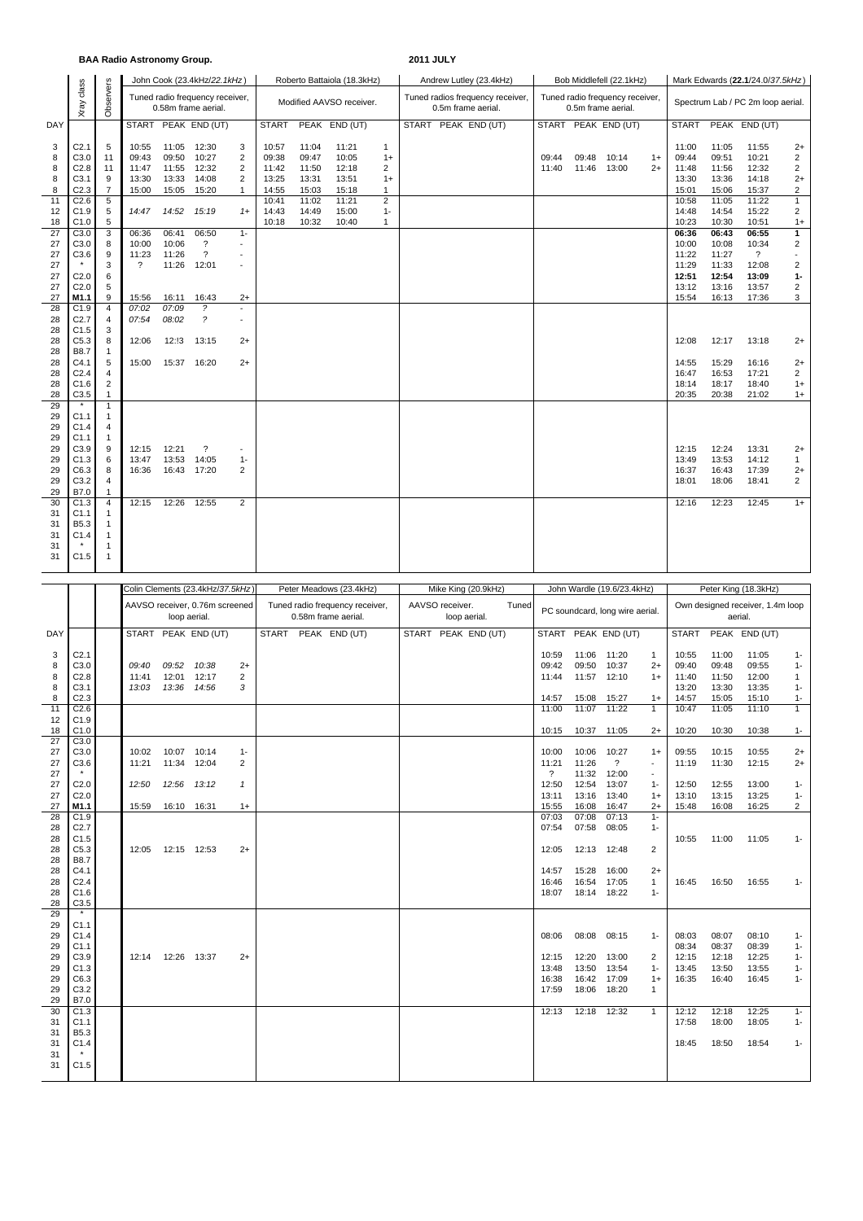**BAA Radio Astronomy Group.** **2011 JULY**

| | Xray class | Observers | John Cook (23.4kHz/*22.1kHz*) | | | | Roberto Battaiola (18.3kHz) | | | | Andrew Lutley (23.4kHz) | | | | Bob Middlefell (22.1kHz) | | | | Mark Edwards (**22.1**/24.0/*37.5kHz*) | | | |
|---|---|---|---|---|---|---|---|---|---|---|---|---|---|---|---|---|---|---|---|---|---|---|
| | | | Tuned radio frequency receiver, 0.58m frame aerial. | | | | Modified AAVSO receiver. | | | | Tuned radios frequency receiver, 0.5m frame aerial. | | | | Tuned radio frequency receiver, 0.5m frame aerial. | | | | Spectrum Lab / PC 2m loop aerial. | | | |
| DAY | | | START | PEAK | END (UT) | | START | PEAK | END (UT) | | START | PEAK | END (UT) | | START | PEAK | END (UT) | | START | PEAK | END (UT) | |
| 3 | C2.1 | 5 | 10:55 | 11:05 | 12:30 | 3 | 10:57 | 11:04 | 11:21 | 1 | | | | | | | | | 11:00 | 11:05 | 11:55 | 2+ |
| 8 | C3.0 | 11 | 09:43 | 09:50 | 10:27 | 2 | 09:38 | 09:47 | 10:05 | 1+ | | | | | 09:44 | 09:48 | 10:14 | 1+ | 09:44 | 09:51 | 10:21 | 2 |
| 8 | C2.8 | 11 | 11:47 | 11:55 | 12:32 | 2 | 11:42 | 11:50 | 12:18 | 2 | | | | | 11:40 | 11:46 | 13:00 | 2+ | 11:48 | 11:56 | 12:32 | 2 |
| 8 | C3.1 | 9 | 13:30 | 13:33 | 14:08 | 2 | 13:25 | 13:31 | 13:51 | 1+ | | | | | | | | | 13:30 | 13:36 | 14:18 | 2+ |
| 8 | C2.3 | 7 | 15:00 | 15:05 | 15:20 | 1 | 14:55 | 15:03 | 15:18 | 1 | | | | | | | | | 15:01 | 15:06 | 15:37 | 2 |
| 11 | C2.6 | 5 | | | | | 10:41 | 11:02 | 11:21 | 2 | | | | | | | | | 10:58 | 11:05 | 11:22 | 1 |
| 12 | C1.9 | 5 | *14:47* | *14:52* | *15:19* | *1+* | 14:43 | 14:49 | 15:00 | 1- | | | | | | | | | 14:48 | 14:54 | 15:22 | 2 |
| 18 | C1.0 | 5 | | | | | 10:18 | 10:32 | 10:40 | 1 | | | | | | | | | 10:23 | 10:30 | 10:51 | 1+ |
| 27 | C3.0 | 3 | 06:36 | 06:41 | 06:50 | 1- | | | | | | | | | | | | | **06:36** | **06:43** | **06:55** | **1** |
| 27 | C3.0 | 8 | 10:00 | 10:06 | ? | - | | | | | | | | | | | | | 10:00 | 10:08 | 10:34 | 2 |
| 27 | C3.6 | 9 | 11:23 | 11:26 | ? | - | | | | | | | | | | | | | 11:22 | 11:27 | ? | - |
| 27 | * | 3 | ? | 11:26 | 12:01 | - | | | | | | | | | | | | | 11:29 | 11:33 | 12:08 | 2 |
| 27 | C2.0 | 6 | | | | | | | | | | | | | | | | | **12:51** | **12:54** | **13:09** | **1-** |
| 27 | C2.0 | 5 | | | | | | | | | | | | | | | | | 13:12 | 13:16 | 13:57 | 2 |
| 27 | **M1.1** | 9 | 15:56 | 16:11 | 16:43 | 2+ | | | | | | | | | | | | | 15:54 | 16:13 | 17:36 | 3 |
| 28 | C1.9 | 4 | *07:02* | *07:09* | *?* | - | | | | | | | | | | | | | | | | |
| 28 | C2.7 | 4 | *07:54* | *08:02* | *?* | - | | | | | | | | | | | | | | | | |
| 28 | C1.5 | 3 | | | | | | | | | | | | | | | | | | | | |
| 28 | C5.3 | 8 | 12:06 | 12:!3 | 13:15 | 2+ | | | | | | | | | | | | | 12:08 | 12:17 | 13:18 | 2+ |
| 28 | B8.7 | 1 | | | | | | | | | | | | | | | | | | | | |
| 28 | C4.1 | 5 | 15:00 | 15:37 | 16:20 | 2+ | | | | | | | | | | | | | 14:55 | 15:29 | 16:16 | 2+ |
| 28 | C2.4 | 4 | | | | | | | | | | | | | | | | | 16:47 | 16:53 | 17:21 | 2 |
| 28 | C1.6 | 2 | | | | | | | | | | | | | | | | | 18:14 | 18:17 | 18:40 | 1+ |
| 28 | C3.5 | 1 | | | | | | | | | | | | | | | | | 20:35 | 20:38 | 21:02 | 1+ |
| 29 | * | 1 | | | | | | | | | | | | | | | | | | | | |
| 29 | C1.1 | 1 | | | | | | | | | | | | | | | | | | | | |
| 29 | C1.4 | 4 | | | | | | | | | | | | | | | | | | | | |
| 29 | C1.1 | 1 | | | | | | | | | | | | | | | | | | | | |
| 29 | C3.9 | 9 | 12:15 | 12:21 | ? | - | | | | | | | | | | | | | 12:15 | 12:24 | 13:31 | 2+ |
| 29 | C1.3 | 6 | 13:47 | 13:53 | 14:05 | 1- | | | | | | | | | | | | | 13:49 | 13:53 | 14:12 | 1 |
| 29 | C6.3 | 8 | 16:36 | 16:43 | 17:20 | 2 | | | | | | | | | | | | | 16:37 | 16:43 | 17:39 | 2+ |
| 29 | C3.2 | 4 | | | | | | | | | | | | | | | | | 18:01 | 18:06 | 18:41 | 2 |
| 29 | B7.0 | 1 | | | | | | | | | | | | | | | | | | | | |
| 30 | C1.3 | 4 | 12:15 | 12:26 | 12:55 | 2 | | | | | | | | | | | | | 12:16 | 12:23 | 12:45 | 1+ |
| 31 | C1.1 | 1 | | | | | | | | | | | | | | | | | | | | |
| 31 | B5.3 | 1 | | | | | | | | | | | | | | | | | | | | |
| 31 | C1.4 | 1 | | | | | | | | | | | | | | | | | | | | |
| 31 | * | 1 | | | | | | | | | | | | | | | | | | | | |
| 31 | C1.5 | 1 | | | | | | | | | | | | | | | | | | | | |

| | | | Colin Clements (23.4kHz/*37.5kHz*) | | | | Peter Meadows (23.4kHz) | | | | Mike King (20.9kHz) | | | | John Wardle (19.6/23.4kHz) | | | | Peter King (18.3kHz) | | | |
|---|---|---|---|---|---|---|---|---|---|---|---|---|---|---|---|---|---|---|---|---|---|---|
| | | | AAVSO receiver, 0.76m screened loop aerial. | | | | Tuned radio frequency receiver, 0.58m frame aerial. | | | | AAVSO receiver. Tuned loop aerial. | | | | PC soundcard, long wire aerial. | | | | Own designed receiver, 1.4m loop aerial. | | | |
| DAY | | | START | PEAK | END (UT) | | START | PEAK | END (UT) | | START | PEAK | END (UT) | | START | PEAK | END (UT) | | START | PEAK | END (UT) | |
| 3 | C2.1 | | | | | | | | | | | | | | 10:59 | 11:06 | 11:20 | 1 | 10:55 | 11:00 | 11:05 | 1- |
| 8 | C3.0 | | *09:40* | *09:52* | *10:38* | *2+* | | | | | | | | | 09:42 | 09:50 | 10:37 | 2+ | 09:40 | 09:48 | 09:55 | 1- |
| 8 | C2.8 | | 11:41 | 12:01 | 12:17 | 2 | | | | | | | | | 11:44 | 11:57 | 12:10 | 1+ | 11:40 | 11:50 | 12:00 | 1 |
| 8 | C3.1 | | *13:03* | *13:36* | *14:56* | *3* | | | | | | | | | | | | | 13:20 | 13:30 | 13:35 | 1- |
| 8 | C2.3 | | | | | | | | | | | | | | 14:57 | 15:08 | 15:27 | 1+ | 14:57 | 15:05 | 15:10 | 1- |
| 11 | C2.6 | | | | | | | | | | | | | | 11:00 | 11:07 | 11:22 | 1 | 10:47 | 11:05 | 11:10 | 1 |
| 12 | C1.9 | | | | | | | | | | | | | | | | | | | | | |
| 18 | C1.0 | | | | | | | | | | | | | | 10:15 | 10:37 | 11:05 | 2+ | 10:20 | 10:30 | 10:38 | 1- |
| 27 | C3.0 | | | | | | | | | | | | | | | | | | | | | |
| 27 | C3.0 | | 10:02 | 10:07 | 10:14 | 1- | | | | | | | | | 10:00 | 10:06 | 10:27 | 1+ | 09:55 | 10:15 | 10:55 | 2+ |
| 27 | C3.6 | | 11:21 | 11:34 | 12:04 | 2 | | | | | | | | | 11:21 | 11:26 | ? | - | 11:19 | 11:30 | 12:15 | 2+ |
| 27 | * | | | | | | | | | | | | | | ? | 11:32 | 12:00 | - | | | | |
| 27 | C2.0 | | *12:50* | *12:56* | *13:12* | *1* | | | | | | | | | 12:50 | 12:54 | 13:07 | 1- | 12:50 | 12:55 | 13:00 | 1- |
| 27 | C2.0 | | | | | | | | | | | | | | 13:11 | 13:16 | 13:40 | 1+ | 13:10 | 13:15 | 13:25 | 1- |
| 27 | **M1.1** | | 15:59 | 16:10 | 16:31 | 1+ | | | | | | | | | 15:55 | 16:08 | 16:47 | 2+ | 15:48 | 16:08 | 16:25 | 2 |
| 28 | C1.9 | | | | | | | | | | | | | | 07:03 | 07:08 | 07:13 | 1- | | | | |
| 28 | C2.7 | | | | | | | | | | | | | | 07:54 | 07:58 | 08:05 | 1- | | | | |
| 28 | C1.5 | | | | | | | | | | | | | | | | | | 10:55 | 11:00 | 11:05 | 1- |
| 28 | C5.3 | | 12:05 | 12:15 | 12:53 | 2+ | | | | | | | | | 12:05 | 12:13 | 12:48 | 2 | | | | |
| 28 | B8.7 | | | | | | | | | | | | | | | | | | | | | |
| 28 | C4.1 | | | | | | | | | | | | | | 14:57 | 15:28 | 16:00 | 2+ | | | | |
| 28 | C2.4 | | | | | | | | | | | | | | 16:46 | 16:54 | 17:05 | 1 | 16:45 | 16:50 | 16:55 | 1- |
| 28 | C1.6 | | | | | | | | | | | | | | 18:07 | 18:14 | 18:22 | 1- | | | | |
| 28 | C3.5 | | | | | | | | | | | | | | | | | | | | | |
| 29 | * | | | | | | | | | | | | | | | | | | | | | |
| 29 | C1.1 | | | | | | | | | | | | | | | | | | | | | |
| 29 | C1.4 | | | | | | | | | | | | | | 08:06 | 08:08 | 08:15 | 1- | 08:03 | 08:07 | 08:10 | 1- |
| 29 | C1.1 | | | | | | | | | | | | | | | | | | 08:34 | 08:37 | 08:39 | 1- |
| 29 | C3.9 | | 12:14 | 12:26 | 13:37 | 2+ | | | | | | | | | 12:15 | 12:20 | 13:00 | 2 | 12:15 | 12:18 | 12:25 | 1- |
| 29 | C1.3 | | | | | | | | | | | | | | 13:48 | 13:50 | 13:54 | 1- | 13:45 | 13:50 | 13:55 | 1- |
| 29 | C6.3 | | | | | | | | | | | | | | 16:38 | 16:42 | 17:09 | 1+ | 16:35 | 16:40 | 16:45 | 1- |
| 29 | C3.2 | | | | | | | | | | | | | | 17:59 | 18:06 | 18:20 | 1 | | | | |
| 29 | B7.0 | | | | | | | | | | | | | | | | | | | | | |
| 30 | C1.3 | | | | | | | | | | | | | | 12:13 | 12:18 | 12:32 | 1 | 12:12 | 12:18 | 12:25 | 1- |
| 31 | C1.1 | | | | | | | | | | | | | | | | | | 17:58 | 18:00 | 18:05 | 1- |
| 31 | B5.3 | | | | | | | | | | | | | | | | | | | | | |
| 31 | C1.4 | | | | | | | | | | | | | | | | | | 18:45 | 18:50 | 18:54 | 1- |
| 31 | * | | | | | | | | | | | | | | | | | | | | | |
| 31 | C1.5 | | | | | | | | | | | | | | | | | | | | | |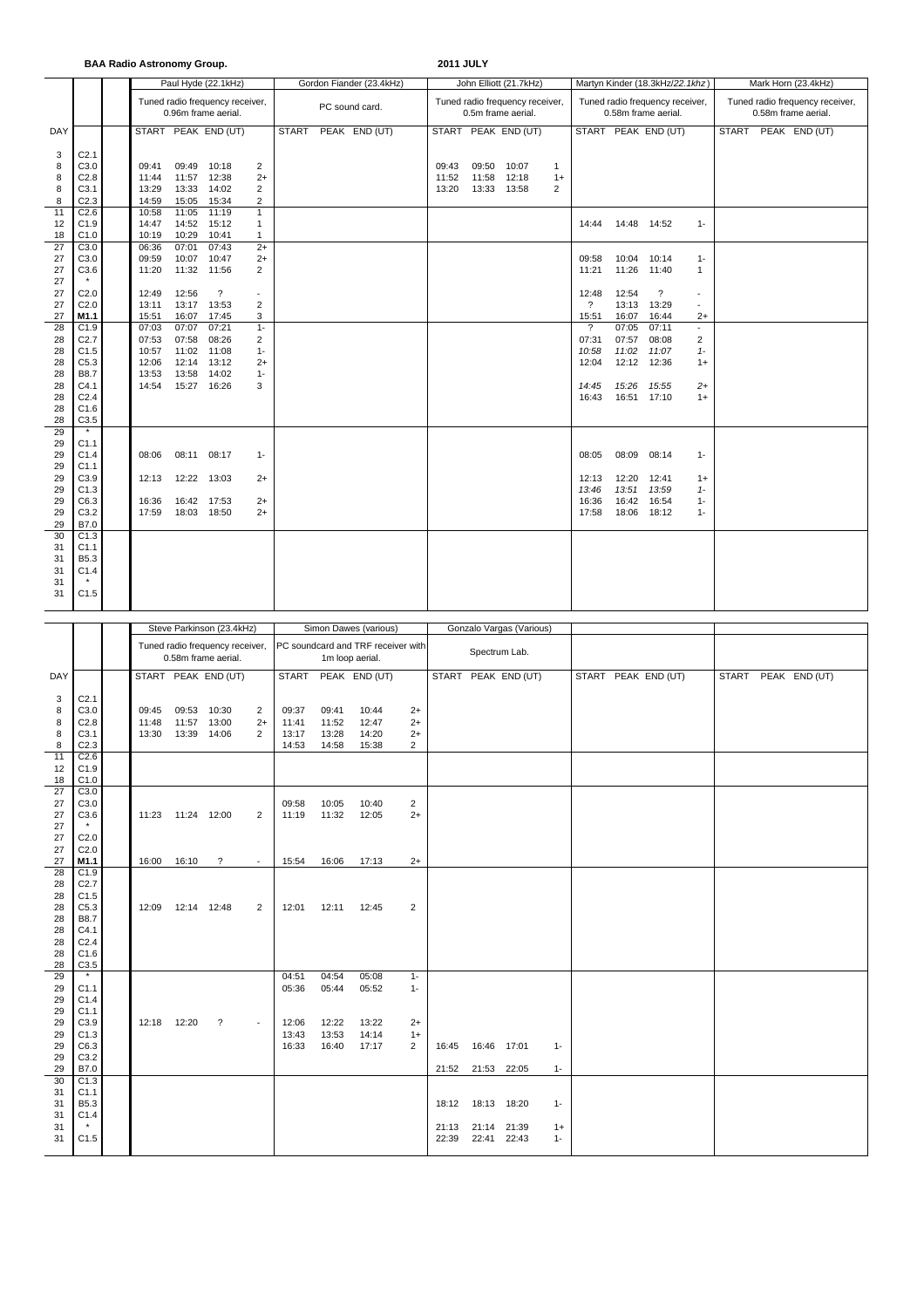**BAA Radio Astronomy Group.** **2011 JULY**

| | | Paul Hyde (22.1kHz) | | | | Gordon Fiander (23.4kHz) | | | | John Elliott (21.7kHz) | | | | Martyn Kinder (18.3kHz/*22.1khz*) | | | | Mark Horn (23.4kHz) | | | |
|---|---|---|---|---|---|---|---|---|---|---|---|---|---|---|---|---|---|---|---|---|---|
| | | Tuned radio frequency receiver, 0.96m frame aerial. | | | | PC sound card. | | | | Tuned radio frequency receiver, 0.5m frame aerial. | | | | Tuned radio frequency receiver, 0.58m frame aerial. | | | | Tuned radio frequency receiver, 0.58m frame aerial. | | | |
| DAY | | START | PEAK | END (UT) | | START | PEAK | END (UT) | | START | PEAK | END (UT) | | START | PEAK | END (UT) | | START | PEAK | END (UT) | |
| 3 | C2.1 | | | | | | | | | | | | | | | | | | | | |
| 8 | C3.0 | 09:41 | 09:49 | 10:18 | 2 | | | | | 09:43 | 09:50 | 10:07 | 1 | | | | | | | | |
| 8 | C2.8 | 11:44 | 11:57 | 12:38 | 2+ | | | | | 11:52 | 11:58 | 12:18 | 1+ | | | | | | | | |
| 8 | C3.1 | 13:29 | 13:33 | 14:02 | 2 | | | | | 13:20 | 13:33 | 13:58 | 2 | | | | | | | | |
| 8 | C2.3 | 14:59 | 15:05 | 15:34 | 2 | | | | | | | | | | | | | | | | |
| 11 | C2.6 | 10:58 | 11:05 | 11:19 | 1 | | | | | | | | | | | | | | | | |
| 12 | C1.9 | 14:47 | 14:52 | 15:12 | 1 | | | | | | | | | 14:44 | 14:48 | 14:52 | 1- | | | | |
| 18 | C1.0 | 10:19 | 10:29 | 10:41 | 1 | | | | | | | | | | | | | | | | |
| 27 | C3.0 | 06:36 | 07:01 | 07:43 | 2+ | | | | | | | | | | | | | | | | |
| 27 | C3.0 | 09:59 | 10:07 | 10:47 | 2+ | | | | | | | | | 09:58 | 10:04 | 10:14 | 1- | | | | |
| 27 | C3.6 | 11:20 | 11:32 | 11:56 | 2 | | | | | | | | | 11:21 | 11:26 | 11:40 | 1 | | | | |
| 27 | * | | | | | | | | | | | | | | | | | | | | |
| 27 | C2.0 | 12:49 | 12:56 | ? | - | | | | | | | | | 12:48 | 12:54 | ? | - | | | | |
| 27 | C2.0 | 13:11 | 13:17 | 13:53 | 2 | | | | | | | | | ? | 13:13 | 13:29 | - | | | | |
| 27 | **M1.1** | 15:51 | 16:07 | 17:45 | 3 | | | | | | | | | 15:51 | 16:07 | 16:44 | 2+ | | | | |
| 28 | C1.9 | 07:03 | 07:07 | 07:21 | 1- | | | | | | | | | ? | 07:05 | 07:11 | - | | | | |
| 28 | C2.7 | 07:53 | 07:58 | 08:26 | 2 | | | | | | | | | 07:31 | 07:57 | 08:08 | 2 | | | | |
| 28 | C1.5 | 10:57 | 11:02 | 11:08 | 1- | | | | | | | | | *10:58* | *11:02* | *11:07* | *1-* | | | | |
| 28 | C5.3 | 12:06 | 12:14 | 13:12 | 2+ | | | | | | | | | 12:04 | 12:12 | 12:36 | 1+ | | | | |
| 28 | B8.7 | 13:53 | 13:58 | 14:02 | 1- | | | | | | | | | | | | | | | | |
| 28 | C4.1 | 14:54 | 15:27 | 16:26 | 3 | | | | | | | | | *14:45* | *15:26* | *15:55* | *2+* | | | | |
| 28 | C2.4 | | | | | | | | | | | | | 16:43 | 16:51 | 17:10 | 1+ | | | | |
| 28 | C1.6 | | | | | | | | | | | | | | | | | | | | |
| 28 | C3.5 | | | | | | | | | | | | | | | | | | | | |
| 29 | * | | | | | | | | | | | | | | | | | | | | |
| 29 | C1.1 | | | | | | | | | | | | | | | | | | | | |
| 29 | C1.4 | 08:06 | 08:11 | 08:17 | 1- | | | | | | | | | 08:05 | 08:09 | 08:14 | 1- | | | | |
| 29 | C1.1 | | | | | | | | | | | | | | | | | | | | |
| 29 | C3.9 | 12:13 | 12:22 | 13:03 | 2+ | | | | | | | | | 12:13 | 12:20 | 12:41 | 1+ | | | | |
| 29 | C1.3 | | | | | | | | | | | | | *13:46* | *13:51* | *13:59* | *1-* | | | | |
| 29 | C6.3 | 16:36 | 16:42 | 17:53 | 2+ | | | | | | | | | 16:36 | 16:42 | 16:54 | 1- | | | | |
| 29 | C3.2 | 17:59 | 18:03 | 18:50 | 2+ | | | | | | | | | 17:58 | 18:06 | 18:12 | 1- | | | | |
| 29 | B7.0 | | | | | | | | | | | | | | | | | | | | |
| 30 | C1.3 | | | | | | | | | | | | | | | | | | | | |
| 31 | C1.1 | | | | | | | | | | | | | | | | | | | | |
| 31 | B5.3 | | | | | | | | | | | | | | | | | | | | |
| 31 | C1.4 | | | | | | | | | | | | | | | | | | | | |
| 31 | * | | | | | | | | | | | | | | | | | | | | |
| 31 | C1.5 | | | | | | | | | | | | | | | | | | | | |

| | | Steve Parkinson (23.4kHz) | | | | Simon Dawes (various) | | | | Gonzalo Vargas (Various) | | | | | | | | | | | |
|---|---|---|---|---|---|---|---|---|---|---|---|---|---|---|---|---|---|---|---|---|---|
| | | Tuned radio frequency receiver, 0.58m frame aerial. | | | | PC soundcard and TRF receiver with 1m loop aerial. | | | | Spectrum Lab. | | | | | | | | | | | |
| DAY | | START | PEAK | END (UT) | | START | PEAK | END (UT) | | START | PEAK | END (UT) | | START | PEAK | END (UT) | | START | PEAK | END (UT) | |
| 3 | C2.1 | | | | | | | | | | | | | | | | | | | | |
| 8 | C3.0 | 09:45 | 09:53 | 10:30 | 2 | 09:37 | 09:41 | 10:44 | 2+ | | | | | | | | | | | | |
| 8 | C2.8 | 11:48 | 11:57 | 13:00 | 2+ | 11:41 | 11:52 | 12:47 | 2+ | | | | | | | | | | | | |
| 8 | C3.1 | 13:30 | 13:39 | 14:06 | 2 | 13:17 | 13:28 | 14:20 | 2+ | | | | | | | | | | | | |
| 8 | C2.3 | | | | | 14:53 | 14:58 | 15:38 | 2 | | | | | | | | | | | | |
| 11 | C2.6 | | | | | | | | | | | | | | | | | | | | |
| 12 | C1.9 | | | | | | | | | | | | | | | | | | | | |
| 18 | C1.0 | | | | | | | | | | | | | | | | | | | | |
| 27 | C3.0 | | | | | | | | | | | | | | | | | | | | |
| 27 | C3.0 | | | | | 09:58 | 10:05 | 10:40 | 2 | | | | | | | | | | | | |
| 27 | C3.6 | 11:23 | 11:24 | 12:00 | 2 | 11:19 | 11:32 | 12:05 | 2+ | | | | | | | | | | | | |
| 27 | * | | | | | | | | | | | | | | | | | | | | |
| 27 | C2.0 | | | | | | | | | | | | | | | | | | | | |
| 27 | C2.0 | | | | | | | | | | | | | | | | | | | | |
| 27 | **M1.1** | 16:00 | 16:10 | ? | - | 15:54 | 16:06 | 17:13 | 2+ | | | | | | | | | | | | |
| 28 | C1.9 | | | | | | | | | | | | | | | | | | | | |
| 28 | C2.7 | | | | | | | | | | | | | | | | | | | | |
| 28 | C1.5 | | | | | | | | | | | | | | | | | | | | |
| 28 | C5.3 | 12:09 | 12:14 | 12:48 | 2 | 12:01 | 12:11 | 12:45 | 2 | | | | | | | | | | | | |
| 28 | B8.7 | | | | | | | | | | | | | | | | | | | | |
| 28 | C4.1 | | | | | | | | | | | | | | | | | | | | |
| 28 | C2.4 | | | | | | | | | | | | | | | | | | | | |
| 28 | C1.6 | | | | | | | | | | | | | | | | | | | | |
| 28 | C3.5 | | | | | | | | | | | | | | | | | | | | |
| 29 | * | | | | | 04:51 | 04:54 | 05:08 | 1- | | | | | | | | | | | | |
| 29 | C1.1 | | | | | 05:36 | 05:44 | 05:52 | 1- | | | | | | | | | | | | |
| 29 | C1.4 | | | | | | | | | | | | | | | | | | | | |
| 29 | C1.1 | | | | | | | | | | | | | | | | | | | | |
| 29 | C3.9 | 12:18 | 12:20 | ? | - | 12:06 | 12:22 | 13:22 | 2+ | | | | | | | | | | | | |
| 29 | C1.3 | | | | | 13:43 | 13:53 | 14:14 | 1+ | | | | | | | | | | | | |
| 29 | C6.3 | | | | | 16:33 | 16:40 | 17:17 | 2 | 16:45 | 16:46 | 17:01 | 1- | | | | | | | | |
| 29 | C3.2 | | | | | | | | | | | | | | | | | | | | |
| 29 | B7.0 | | | | | | | | | 21:52 | 21:53 | 22:05 | 1- | | | | | | | | |
| 30 | C1.3 | | | | | | | | | | | | | | | | | | | | |
| 31 | C1.1 | | | | | | | | | | | | | | | | | | | | |
| 31 | B5.3 | | | | | | | | | 18:12 | 18:13 | 18:20 | 1- | | | | | | | | |
| 31 | C1.4 | | | | | | | | | | | | | | | | | | | | |
| 31 | * | | | | | | | | | 21:13 | 21:14 | 21:39 | 1+ | | | | | | | | |
| 31 | C1.5 | | | | | | | | | 22:39 | 22:41 | 22:43 | 1- | | | | | | | | |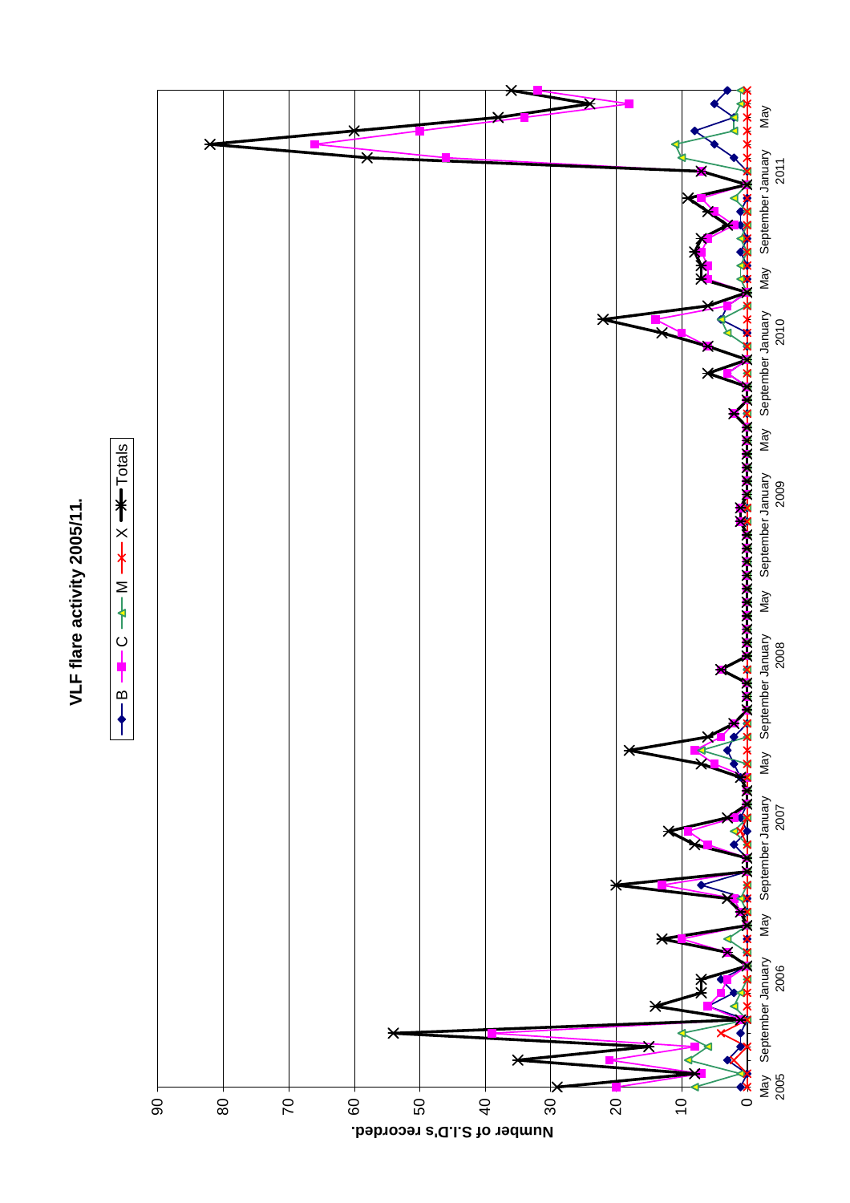## VLF flare activity 2005/11.

B — C — M — X — Totals

Number of S.I.D's recorded.

90, 80, 70, 60, 50, 40, 30, 20, 10, 0

May 2005, September, January 2006, May, September, January 2007, May, September, January 2008, May, September, January 2009, May, September, January 2010, May, September, January 2011, May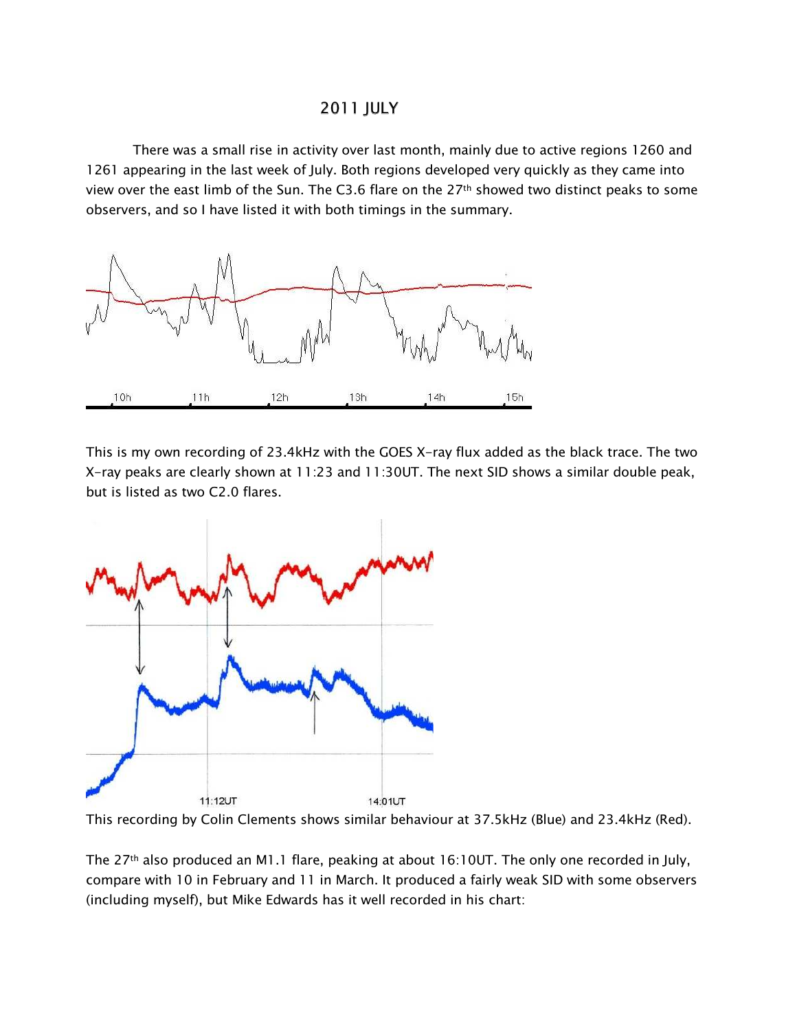# 2011 JULY

There was a small rise in activity over last month, mainly due to active regions 1260 and 1261 appearing in the last week of July. Both regions developed very quickly as they came into view over the east limb of the Sun. The C3.6 flare on the 27th showed two distinct peaks to some observers, and so I have listed it with both timings in the summary.

This is my own recording of 23.4kHz with the GOES X-ray flux added as the black trace. The two X-ray peaks are clearly shown at 11:23 and 11:30UT. The next SID shows a similar double peak, but is listed as two C2.0 flares.

This recording by Colin Clements shows similar behaviour at 37.5kHz (Blue) and 23.4kHz (Red).

The 27th also produced an M1.1 flare, peaking at about 16:10UT. The only one recorded in July, compare with 10 in February and 11 in March. It produced a fairly weak SID with some observers (including myself), but Mike Edwards has it well recorded in his chart: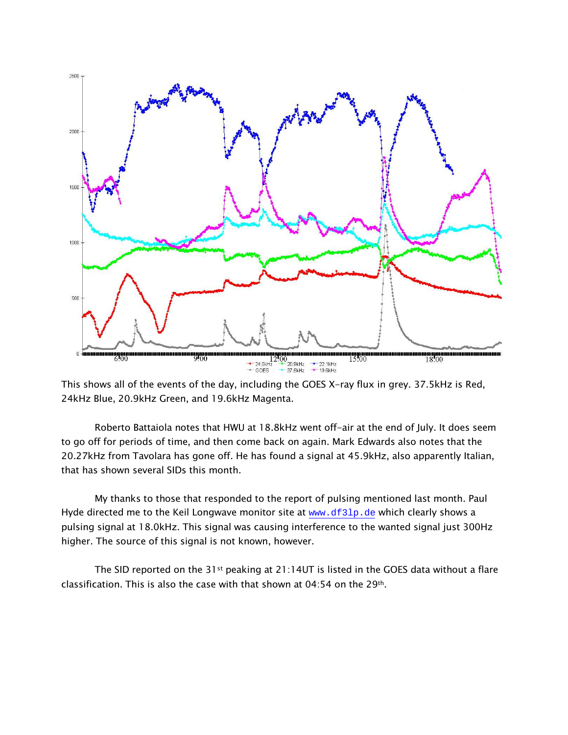This shows all of the events of the day, including the GOES X-ray flux in grey. 37.5kHz is Red, 24kHz Blue, 20.9kHz Green, and 19.6kHz Magenta.

Roberto Battaiola notes that HWU at 18.8kHz went off-air at the end of July. It does seem to go off for periods of time, and then come back on again. Mark Edwards also notes that the 20.27kHz from Tavolara has gone off. He has found a signal at 45.9kHz, also apparently Italian, that has shown several SIDs this month.

My thanks to those that responded to the report of pulsing mentioned last month. Paul Hyde directed me to the Keil Longwave monitor site at www.df3lp.de which clearly shows a pulsing signal at 18.0kHz. This signal was causing interference to the wanted signal just 300Hz higher. The source of this signal is not known, however.

The SID reported on the 31st peaking at 21:14UT is listed in the GOES data without a flare classification. This is also the case with that shown at 04:54 on the 29th.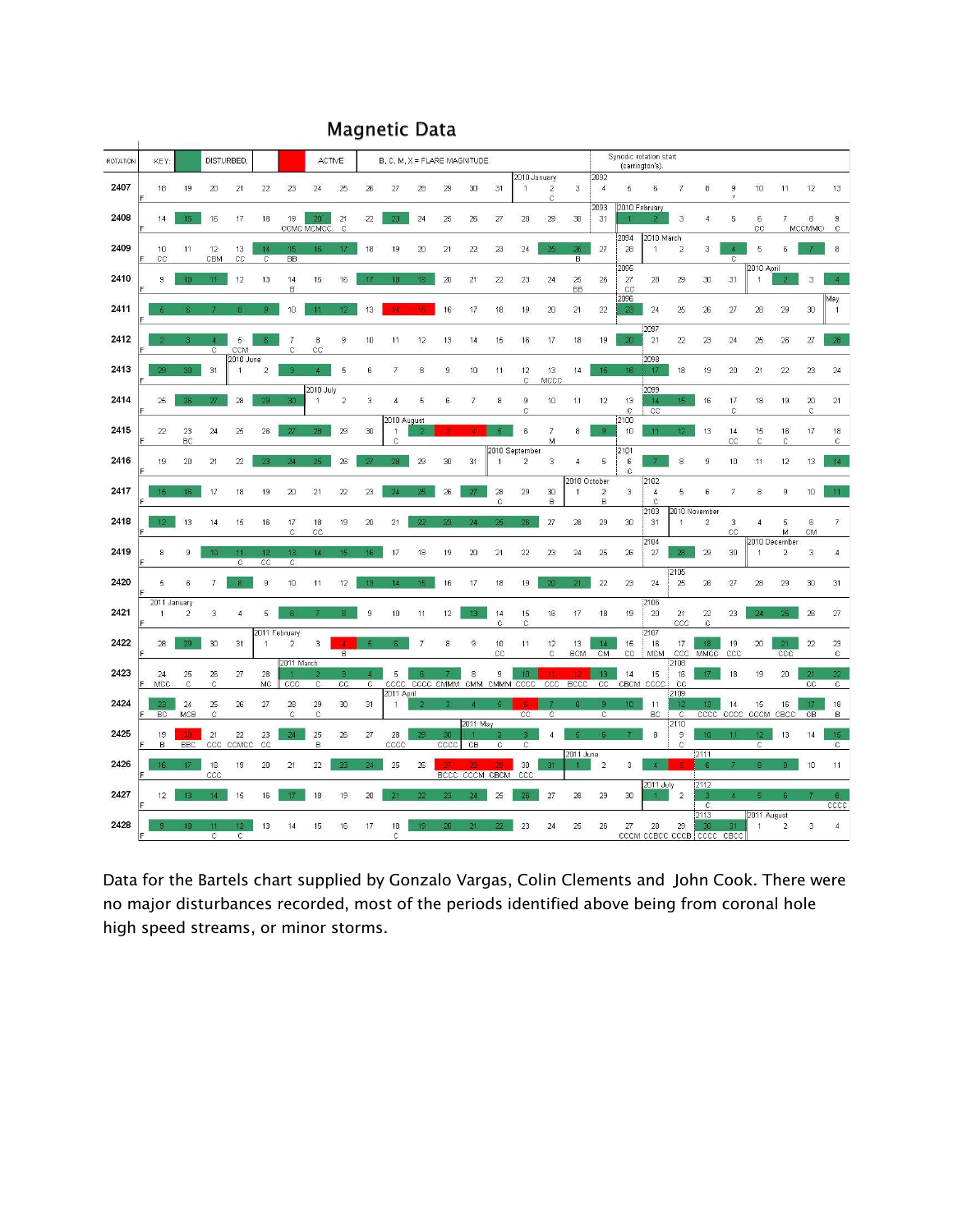# Magnetic Data

| ROTATION | KEY: | | DISTURBED. | | ACTIVE | B, C, M, X = FLARE MAGNITUDE. | Synodic rotation start (carrington's). |
|---|---|---|---|---|---|---|---|
| | | | | | | | |

| Rotation | | | | | | | | | | | | | | | | | | | | | | | | | | | |
|---|---|---|---|---|---|---|---|---|---|---|---|---|---|---|---|---|---|---|---|---|---|---|---|---|---|---|---|
| 2407 | 18 | 19 | 20 | 21 | 22 | 23 | 24 | 25 | 26 | 27 | 28 | 29 | 30 | 31 | 2010 January 1 | 2 C | 3 | 2092 4 | 5 | 6 | 7 | 8 | 9 ? | 10 | 11 | 12 | 13 |
| 2408 | 14 | 15 | 16 | 17 | 18 | 19 CCMC | 20 MCMCC | 21 C | 22 | 23 | 24 | 25 | 26 | 27 | 28 | 29 | 30 | 2093 31 | 2010 February 1 | 2 | 3 | 4 | 5 | 6 CC | 7 | 8 MCCMMC | 9 C |
| 2409 | 10 CC | 11 | 12 CBM | 13 CC | 14 C | 15 BB | 16 | 17 | 18 | 19 | 20 | 21 | 22 | 23 | 24 | 25 | 26 B | 27 | 2094 28 | 2010 March 1 | 2 | 3 | 4 C | 5 | 6 | 7 | 8 |
| 2410 | 9 | 10 | 11 | 12 | 13 | 14 B | 15 | 16 | 17 | 18 | 19 | 20 | 21 | 22 | 23 | 24 | 25 BB | 26 | 2095 27 CC | 28 | 29 | 30 | 31 | 2010 April 1 | 2 | 3 | 4 |
| 2411 | 5 | 6 | 7 | 8 | 9 | 10 | 11 | 12 | 13 | 14 | 15 | 16 | 17 | 18 | 19 | 20 | 21 | 22 | 2096 23 | 24 | 25 | 26 | 27 | 28 | 29 | 30 | May 1 |
| 2412 | 2 | 3 | 4 C | 5 CCM | 6 | 7 C | 8 CC | 9 | 10 | 11 | 12 | 13 | 14 | 15 | 16 | 17 | 18 | 19 | 20 | 2097 21 | 22 | 23 | 24 | 25 | 26 | 27 | 28 |
| 2413 | 29 | 30 | 31 | 2010 June 1 | 2 | 3 | 4 | 5 | 6 | 7 | 8 | 9 | 10 | 11 | 12 C | 13 MCCC | 14 | 15 | 16 | 2098 17 | 18 | 19 | 20 | 21 | 22 | 23 | 24 |
| 2414 | 25 | 26 | 27 | 28 | 29 | 30 | 2010 July 1 | 2 | 3 | 4 | 5 | 6 | 7 | 8 | 9 C | 10 | 11 | 12 | 13 C | 2099 14 CC | 15 | 16 | 17 C | 18 | 19 | 20 C | 21 |
| 2415 | 22 | 23 BC | 24 | 25 | 26 | 27 | 28 | 29 | 30 | 2010 August 1 C | 2 | 3 | 4 | 5 | 6 | 7 M | 8 | 9 | 2100 10 | 11 | 12 | 13 | 14 CC | 15 C | 16 C | 17 | 18 C |
| 2416 | 19 | 20 | 21 | 22 | 23 | 24 | 25 | 26 | 27 | 28 | 29 | 30 | 31 | 2010 September 1 | 2 | 3 | 4 | 5 | 2101 6 C | 7 | 8 | 9 | 10 | 11 | 12 | 13 | 14 |
| 2417 | 15 | 16 | 17 | 18 | 19 | 20 | 21 | 22 | 23 | 24 | 25 | 26 | 27 | 28 C | 29 | 30 B | 2010 October 1 | 2 B | 3 | 2102 4 C | 5 | 6 | 7 | 8 | 9 | 10 | 11 |
| 2418 | 12 | 13 | 14 | 15 | 16 | 17 C | 18 CC | 19 | 20 | 21 | 22 | 23 | 24 | 25 | 26 | 27 | 28 | 29 | 30 | 2103 31 | 2010 November 1 | 2 | 3 CC | 4 | 5 M | 6 CM | 7 |
| 2419 | 8 | 9 | 10 | 11 C | 12 CC | 13 C | 14 | 15 | 16 | 17 | 18 | 19 | 20 | 21 | 22 | 23 | 24 | 25 | 26 | 2104 27 | 28 | 29 | 30 | 2010 December 1 | 2 | 3 | 4 |
| 2420 | 5 | 6 | 7 | 8 | 9 | 10 | 11 | 12 | 13 | 14 | 15 | 16 | 17 | 18 | 19 | 20 | 21 | 22 | 23 | 24 | 2105 25 | 26 | 27 | 28 | 29 | 30 | 31 |
| 2421 | 2011 January 1 | 2 | 3 | 4 | 5 | 6 | 7 | 8 | 9 | 10 | 11 | 12 | 13 | 14 C | 15 C | 16 | 17 | 18 | 19 | 2106 20 | 21 CCC | 22 C | 23 | 24 | 25 | 26 | 27 |
| 2422 | 28 | 29 | 30 | 31 | 2011 February 1 | 2 | 3 | 4 B | 5 | 6 | 7 | 8 | 9 | 10 CC | 11 | 12 C | 13 BCM | 14 CM | 15 CC | 2107 16 MCM | 17 CCC | 18 MMCC | 19 CCC | 20 | 21 CCC | 22 | 23 C |
| 2423 | 24 MCC | 25 C | 26 C | 27 | 28 MC | 2011 March 1 CCC | 2 C | 3 CC | 4 C | 5 CCCC | 6 CCCC | 7 CMMM | 8 CMM | 9 CMMM | 10 CCCC | 11 CCC | 12 BCCC | 13 CC | 14 CBCM | 15 CCCC | 2108 16 CC | 17 | 18 | 19 | 20 | 21 CC | 22 C |
| 2424 | 23 BC | 24 MCB | 25 C | 26 | 27 | 28 C | 29 C | 30 | 31 | 2011 April 1 | 2 | 3 | 4 | 5 | 6 CC | 7 C | 8 | 9 C | 10 | 11 BC | 2109 12 C | 13 CCCC | 14 CCCC | 15 CCCM | 16 CBCC | 17 CB | 18 B |
| 2425 | 19 B | 20 BBC | 21 CCC | 22 CCMCC | 23 CC | 24 | 25 B | 26 | 27 | 28 CCCC | 29 | 30 CCCC | 2011 May 1 CB | 2 C | 3 C | 4 | 5 | 6 | 7 | 8 | 2110 9 C | 10 | 11 | 12 C | 13 | 14 | 15 C |
| 2426 | 16 | 17 | 18 CCC | 19 | 20 | 21 | 22 | 23 | 24 | 25 | 26 | 27 BCCC | 28 CCCM | 29 CBCM | 30 CCC | 31 | 2011 June 1 | 2 | 3 | 4 | 5 | 2111 6 | 7 | 8 | 9 | 10 | 11 |
| 2427 | 12 | 13 | 14 | 15 | 16 | 17 | 18 | 19 | 20 | 21 | 22 | 23 | 24 | 25 | 26 | 27 | 28 | 29 | 30 | 2011 July 1 | 2 | 2112 3 C | 4 | 5 | 6 | 7 | 8 CCCC |
| 2428 | 9 | 10 | 11 C | 12 C | 13 | 14 | 15 | 16 | 17 | 18 C | 19 | 20 | 21 | 22 | 23 | 24 | 25 | 26 | 27 CCCM | 28 CCBCC | 29 CCCB | 2113 30 CCCC | 31 CBCC | 2011 August 1 | 2 | 3 | 4 |

Data for the Bartels chart supplied by Gonzalo Vargas, Colin Clements and John Cook. There were no major disturbances recorded, most of the periods identified above being from coronal hole high speed streams, or minor storms.